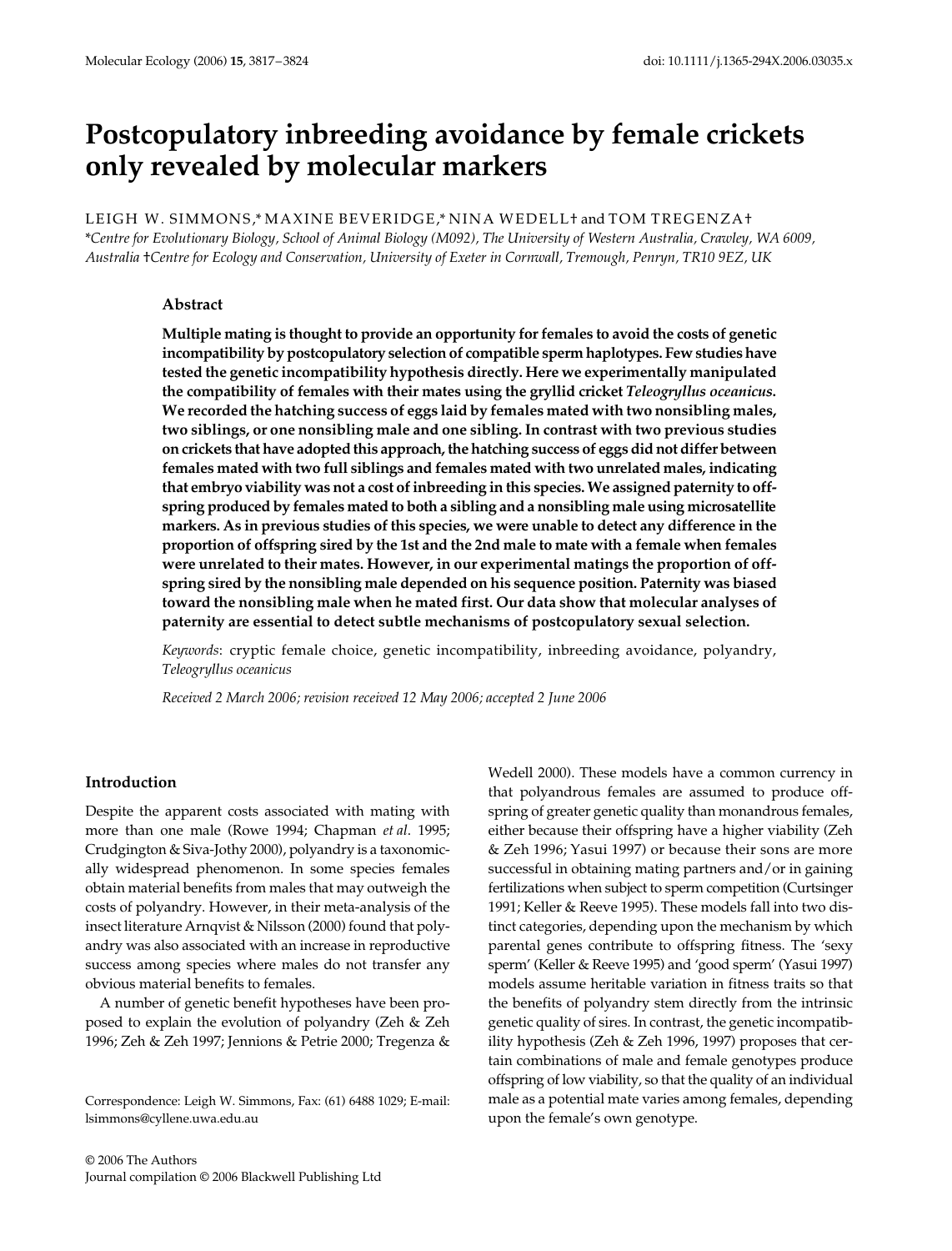# Postcopulatory inbreeding avoidance by female crickets only revealed by molecular markers

LEIGH W. SIMMONS,* MAXINE BEVERIDGE,* NINA WEDELL† and TOM TREGENZA†

*Centre for Evolutionary Biology, School of Animal Biology (M092), The University of Western Australia, Crawley, WA 6009, Australia †Centre for Ecology and Conservation, University of Exeter in Cornwall, Tremough, Penryn, TR10 9EZ, UK

## Abstract

**Multiple mating is thought to provide an opportunity for females to avoid the costs of genetic incompatibility by postcopulatory selection of compatible sperm haplotypes. Few studies have tested the genetic incompatibility hypothesis directly. Here we experimentally manipulated the compatibility of females with their mates using the gryllid cricket *Teleogryllus oceanicus*. We recorded the hatching success of eggs laid by females mated with two nonsibling males, two siblings, or one nonsibling male and one sibling. In contrast with two previous studies on crickets that have adopted this approach, the hatching success of eggs did not differ between females mated with two full siblings and females mated with two unrelated males, indicating that embryo viability was not a cost of inbreeding in this species. We assigned paternity to offspring produced by females mated to both a sibling and a nonsibling male using microsatellite markers. As in previous studies of this species, we were unable to detect any difference in the proportion of offspring sired by the 1st and the 2nd male to mate with a female when females were unrelated to their mates. However, in our experimental matings the proportion of offspring sired by the nonsibling male depended on his sequence position. Paternity was biased toward the nonsibling male when he mated first. Our data show that molecular analyses of paternity are essential to detect subtle mechanisms of postcopulatory sexual selection.**

*Keywords*: cryptic female choice, genetic incompatibility, inbreeding avoidance, polyandry, *Teleogryllus oceanicus*

*Received 2 March 2006; revision received 12 May 2006; accepted 2 June 2006*

## Introduction

Despite the apparent costs associated with mating with more than one male (Rowe 1994; Chapman *et al*. 1995; Crudgington & Siva-Jothy 2000), polyandry is a taxonomically widespread phenomenon. In some species females obtain material benefits from males that may outweigh the costs of polyandry. However, in their meta-analysis of the insect literature Arnqvist & Nilsson (2000) found that polyandry was also associated with an increase in reproductive success among species where males do not transfer any obvious material benefits to females.

A number of genetic benefit hypotheses have been proposed to explain the evolution of polyandry (Zeh & Zeh 1996; Zeh & Zeh 1997; Jennions & Petrie 2000; Tregenza & Wedell 2000). These models have a common currency in that polyandrous females are assumed to produce offspring of greater genetic quality than monandrous females, either because their offspring have a higher viability (Zeh & Zeh 1996; Yasui 1997) or because their sons are more successful in obtaining mating partners and/or in gaining fertilizations when subject to sperm competition (Curtsinger 1991; Keller & Reeve 1995). These models fall into two distinct categories, depending upon the mechanism by which parental genes contribute to offspring fitness. The 'sexy sperm' (Keller & Reeve 1995) and 'good sperm' (Yasui 1997) models assume heritable variation in fitness traits so that the benefits of polyandry stem directly from the intrinsic genetic quality of sires. In contrast, the genetic incompatibility hypothesis (Zeh & Zeh 1996, 1997) proposes that certain combinations of male and female genotypes produce offspring of low viability, so that the quality of an individual male as a potential mate varies among females, depending upon the female's own genotype.

Correspondence: Leigh W. Simmons, Fax: (61) 6488 1029; E-mail: lsimmons@cyllene.uwa.edu.au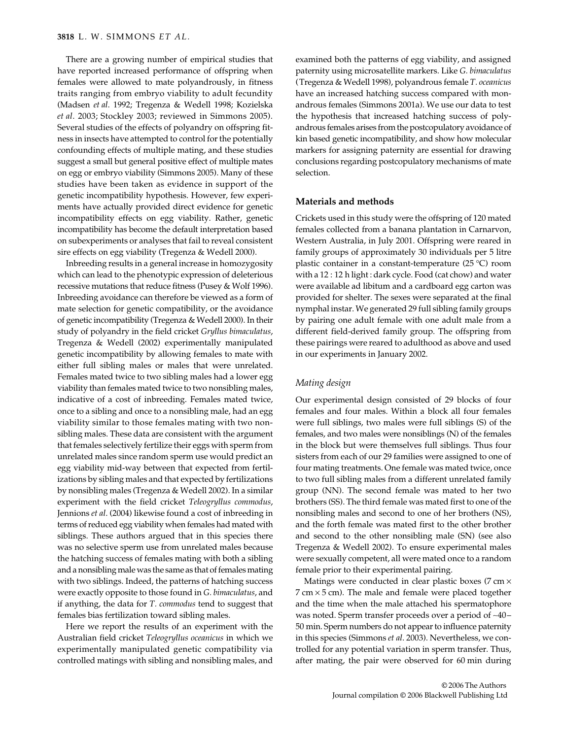There are a growing number of empirical studies that have reported increased performance of offspring when females were allowed to mate polyandrously, in fitness traits ranging from embryo viability to adult fecundity (Madsen *et al*. 1992; Tregenza & Wedell 1998; Kozielska *et al*. 2003; Stockley 2003; reviewed in Simmons 2005). Several studies of the effects of polyandry on offspring fitness in insects have attempted to control for the potentially confounding effects of multiple mating, and these studies suggest a small but general positive effect of multiple mates on egg or embryo viability (Simmons 2005). Many of these studies have been taken as evidence in support of the genetic incompatibility hypothesis. However, few experiments have actually provided direct evidence for genetic incompatibility effects on egg viability. Rather, genetic incompatibility has become the default interpretation based on subexperiments or analyses that fail to reveal consistent sire effects on egg viability (Tregenza & Wedell 2000).

Inbreeding results in a general increase in homozygosity which can lead to the phenotypic expression of deleterious recessive mutations that reduce fitness (Pusey & Wolf 1996). Inbreeding avoidance can therefore be viewed as a form of mate selection for genetic compatibility, or the avoidance of genetic incompatibility (Tregenza & Wedell 2000). In their study of polyandry in the field cricket *Gryllus bimaculatus*, Tregenza & Wedell (2002) experimentally manipulated genetic incompatibility by allowing females to mate with either full sibling males or males that were unrelated. Females mated twice to two sibling males had a lower egg viability than females mated twice to two nonsibling males, indicative of a cost of inbreeding. Females mated twice, once to a sibling and once to a nonsibling male, had an egg viability similar to those females mating with two nonsibling males. These data are consistent with the argument that females selectively fertilize their eggs with sperm from unrelated males since random sperm use would predict an egg viability mid-way between that expected from fertilizations by sibling males and that expected by fertilizations by nonsibling males (Tregenza & Wedell 2002). In a similar experiment with the field cricket *Teleogryllus commodus*, Jennions *et al*. (2004) likewise found a cost of inbreeding in terms of reduced egg viability when females had mated with siblings. These authors argued that in this species there was no selective sperm use from unrelated males because the hatching success of females mating with both a sibling and a nonsibling male was the same as that of females mating with two siblings. Indeed, the patterns of hatching success were exactly opposite to those found in *G. bimaculatus*, and if anything, the data for *T. commodus* tend to suggest that females bias fertilization toward sibling males.

Here we report the results of an experiment with the Australian field cricket *Teleogryllus oceanicus* in which we experimentally manipulated genetic compatibility via controlled matings with sibling and nonsibling males, and examined both the patterns of egg viability, and assigned paternity using microsatellite markers. Like *G. bimaculatus* (Tregenza & Wedell 1998), polyandrous female *T. oceanicus* have an increased hatching success compared with monandrous females (Simmons 2001a). We use our data to test the hypothesis that increased hatching success of polyandrous females arises from the postcopulatory avoidance of kin based genetic incompatibility, and show how molecular markers for assigning paternity are essential for drawing conclusions regarding postcopulatory mechanisms of mate selection.

## Materials and methods

Crickets used in this study were the offspring of 120 mated females collected from a banana plantation in Carnarvon, Western Australia, in July 2001. Offspring were reared in family groups of approximately 30 individuals per 5 litre plastic container in a constant-temperature (25 °C) room with a 12 : 12 h light : dark cycle. Food (cat chow) and water were available ad libitum and a cardboard egg carton was provided for shelter. The sexes were separated at the final nymphal instar. We generated 29 full sibling family groups by pairing one adult female with one adult male from a different field-derived family group. The offspring from these pairings were reared to adulthood as above and used in our experiments in January 2002.

### *Mating design*

Our experimental design consisted of 29 blocks of four females and four males. Within a block all four females were full siblings, two males were full siblings (S) of the females, and two males were nonsiblings (N) of the females in the block but were themselves full siblings. Thus four sisters from each of our 29 families were assigned to one of four mating treatments. One female was mated twice, once to two full sibling males from a different unrelated family group (NN). The second female was mated to her two brothers (SS). The third female was mated first to one of the nonsibling males and second to one of her brothers (NS), and the forth female was mated first to the other brother and second to the other nonsibling male (SN) (see also Tregenza & Wedell 2002). To ensure experimental males were sexually competent, all were mated once to a random female prior to their experimental pairing.

Matings were conducted in clear plastic boxes (7 cm × 7 cm × 5 cm). The male and female were placed together and the time when the male attached his spermatophore was noted. Sperm transfer proceeds over a period of ~40–50 min. Sperm numbers do not appear to influence paternity in this species (Simmons *et al*. 2003). Nevertheless, we controlled for any potential variation in sperm transfer. Thus, after mating, the pair were observed for 60 min during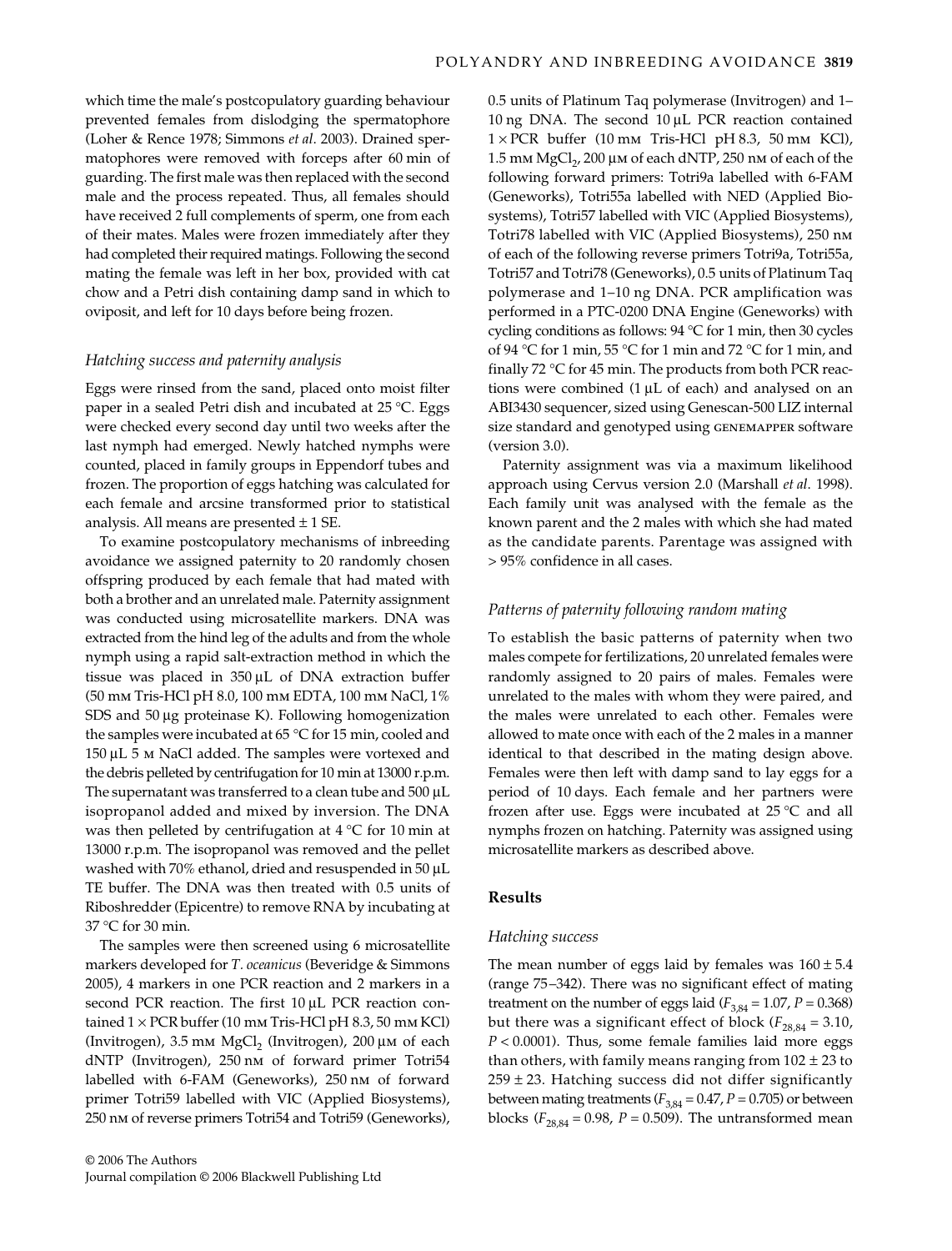which time the male's postcopulatory guarding behaviour prevented females from dislodging the spermatophore (Loher & Rence 1978; Simmons *et al*. 2003). Drained spermatophores were removed with forceps after 60 min of guarding. The first male was then replaced with the second male and the process repeated. Thus, all females should have received 2 full complements of sperm, one from each of their mates. Males were frozen immediately after they had completed their required matings. Following the second mating the female was left in her box, provided with cat chow and a Petri dish containing damp sand in which to oviposit, and left for 10 days before being frozen.

### *Hatching success and paternity analysis*

Eggs were rinsed from the sand, placed onto moist filter paper in a sealed Petri dish and incubated at 25 °C. Eggs were checked every second day until two weeks after the last nymph had emerged. Newly hatched nymphs were counted, placed in family groups in Eppendorf tubes and frozen. The proportion of eggs hatching was calculated for each female and arcsine transformed prior to statistical analysis. All means are presented ± 1 SE.

To examine postcopulatory mechanisms of inbreeding avoidance we assigned paternity to 20 randomly chosen offspring produced by each female that had mated with both a brother and an unrelated male. Paternity assignment was conducted using microsatellite markers. DNA was extracted from the hind leg of the adults and from the whole nymph using a rapid salt-extraction method in which the tissue was placed in 350 µL of DNA extraction buffer (50 mM Tris-HCl pH 8.0, 100 mM EDTA, 100 mM NaCl, 1% SDS and 50 µg proteinase K). Following homogenization the samples were incubated at 65 °C for 15 min, cooled and 150 µL 5 M NaCl added. The samples were vortexed and the debris pelleted by centrifugation for 10 min at 13000 r.p.m. The supernatant was transferred to a clean tube and 500 µL isopropanol added and mixed by inversion. The DNA was then pelleted by centrifugation at 4 °C for 10 min at 13000 r.p.m. The isopropanol was removed and the pellet washed with 70% ethanol, dried and resuspended in 50 µL TE buffer. The DNA was then treated with 0.5 units of Riboshredder (Epicentre) to remove RNA by incubating at 37 °C for 30 min.

The samples were then screened using 6 microsatellite markers developed for *T. oceanicus* (Beveridge & Simmons 2005), 4 markers in one PCR reaction and 2 markers in a second PCR reaction. The first 10 µL PCR reaction contained 1 × PCR buffer (10 mM Tris-HCl pH 8.3, 50 mM KCl) (Invitrogen), 3.5 mM $MgCl_2$ (Invitrogen), 200 µM of each dNTP (Invitrogen), 250 nM of forward primer Totri54 labelled with 6-FAM (Geneworks), 250 nM of forward primer Totri59 labelled with VIC (Applied Biosystems), 250 nM of reverse primers Totri54 and Totri59 (Geneworks), 0.5 units of Platinum Taq polymerase (Invitrogen) and 1–10 ng DNA. The second 10 µL PCR reaction contained 1 × PCR buffer (10 mM Tris-HCl pH 8.3, 50 mM KCl), 1.5 mM $MgCl_2$, 200 µM of each dNTP, 250 nM of each of the following forward primers: Totri9a labelled with 6-FAM (Geneworks), Totri55a labelled with NED (Applied Biosystems), Totri57 labelled with VIC (Applied Biosystems), Totri78 labelled with VIC (Applied Biosystems), 250 nM of each of the following reverse primers Totri9a, Totri55a, Totri57 and Totri78 (Geneworks), 0.5 units of Platinum Taq polymerase and 1–10 ng DNA. PCR amplification was performed in a PTC-0200 DNA Engine (Geneworks) with cycling conditions as follows: 94 °C for 1 min, then 30 cycles of 94 °C for 1 min, 55 °C for 1 min and 72 °C for 1 min, and finally 72 °C for 45 min. The products from both PCR reactions were combined (1 µL of each) and analysed on an ABI3430 sequencer, sized using Genescan-500 LIZ internal size standard and genotyped using GENEMAPPER software (version 3.0).

Paternity assignment was via a maximum likelihood approach using Cervus version 2.0 (Marshall *et al*. 1998). Each family unit was analysed with the female as the known parent and the 2 males with which she had mated as the candidate parents. Parentage was assigned with > 95% confidence in all cases.

### *Patterns of paternity following random mating*

To establish the basic patterns of paternity when two males compete for fertilizations, 20 unrelated females were randomly assigned to 20 pairs of males. Females were unrelated to the males with whom they were paired, and the males were unrelated to each other. Females were allowed to mate once with each of the 2 males in a manner identical to that described in the mating design above. Females were then left with damp sand to lay eggs for a period of 10 days. Each female and her partners were frozen after use. Eggs were incubated at 25 °C and all nymphs frozen on hatching. Paternity was assigned using microsatellite markers as described above.

## Results

### *Hatching success*

The mean number of eggs laid by females was 160 ± 5.4 (range 75–342). There was no significant effect of mating treatment on the number of eggs laid ($F_{3,84} = 1.07$, $P = 0.368$) but there was a significant effect of block ($F_{28,84} = 3.10$, $P < 0.0001$). Thus, some female families laid more eggs than others, with family means ranging from 102 ± 23 to 259 ± 23. Hatching success did not differ significantly between mating treatments ($F_{3,84} = 0.47$, $P = 0.705$) or between blocks ($F_{28,84} = 0.98$, $P = 0.509$). The untransformed mean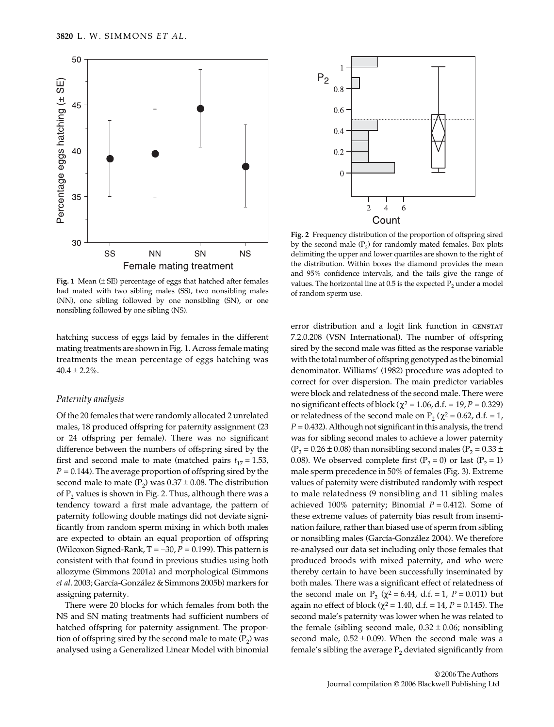**Fig. 1** Mean (± SE) percentage of eggs that hatched after females had mated with two sibling males (SS), two nonsibling males (NN), one sibling followed by one nonsibling (SN), or one nonsibling followed by one sibling (NS).

hatching success of eggs laid by females in the different mating treatments are shown in Fig. 1. Across female mating treatments the mean percentage of eggs hatching was 40.4 ± 2.2%.

### *Paternity analysis*

Of the 20 females that were randomly allocated 2 unrelated males, 18 produced offspring for paternity assignment (23 or 24 offspring per female). There was no significant difference between the numbers of offspring sired by the first and second male to mate (matched pairs $t_{17} = 1.53$, $P = 0.144$). The average proportion of offspring sired by the second male to mate ($P_2$) was 0.37 ± 0.08. The distribution of $P_2$ values is shown in Fig. 2. Thus, although there was a tendency toward a first male advantage, the pattern of paternity following double matings did not deviate significantly from random sperm mixing in which both males are expected to obtain an equal proportion of offspring (Wilcoxon Signed-Rank, T = –30, $P = 0.199$). This pattern is consistent with that found in previous studies using both allozyme (Simmons 2001a) and morphological (Simmons *et al*. 2003; García-González & Simmons 2005b) markers for assigning paternity.

There were 20 blocks for which females from both the NS and SN mating treatments had sufficient numbers of hatched offspring for paternity assignment. The proportion of offspring sired by the second male to mate ($P_2$) was analysed using a Generalized Linear Model with binomial error distribution and a logit link function in GENSTAT 7.2.0.208 (VSN International). The number of offspring sired by the second male was fitted as the response variable with the total number of offspring genotyped as the binomial denominator. Williams' (1982) procedure was adopted to correct for over dispersion. The main predictor variables were block and relatedness of the second male. There were no significant effects of block ($\chi^2 = 1.06$, d.f. = 19, $P = 0.329$) or relatedness of the second male on $P_2$ ($\chi^2 = 0.62$, d.f. = 1, $P = 0.432$). Although not significant in this analysis, the trend was for sibling second males to achieve a lower paternity ($P_2 = 0.26 \pm 0.08$) than nonsibling second males ($P_2 = 0.33 \pm 0.08$). We observed complete first ($P_2 = 0$) or last ($P_2 = 1$) male sperm precedence in 50% of females (Fig. 3). Extreme values of paternity were distributed randomly with respect to male relatedness (9 nonsibling and 11 sibling males achieved 100% paternity; Binomial $P = 0.412$). Some of these extreme values of paternity bias result from insemination failure, rather than biased use of sperm from sibling or nonsibling males (García-González 2004). We therefore re-analysed our data set including only those females that produced broods with mixed paternity, and who were thereby certain to have been successfully inseminated by both males. There was a significant effect of relatedness of the second male on $P_2$ ($\chi^2 = 6.44$, d.f. = 1, $P = 0.011$) but again no effect of block ($\chi^2 = 1.40$, d.f. = 14, $P = 0.145$). The second male's paternity was lower when he was related to the female (sibling second male, 0.32 ± 0.06; nonsibling second male, 0.52 ± 0.09). When the second male was a female's sibling the average $P_2$ deviated significantly from

**Fig. 2** Frequency distribution of the proportion of offspring sired by the second male ($P_2$) for randomly mated females. Box plots delimiting the upper and lower quartiles are shown to the right of the distribution. Within boxes the diamond provides the mean and 95% confidence intervals, and the tails give the range of values. The horizontal line at 0.5 is the expected $P_2$ under a model of random sperm use.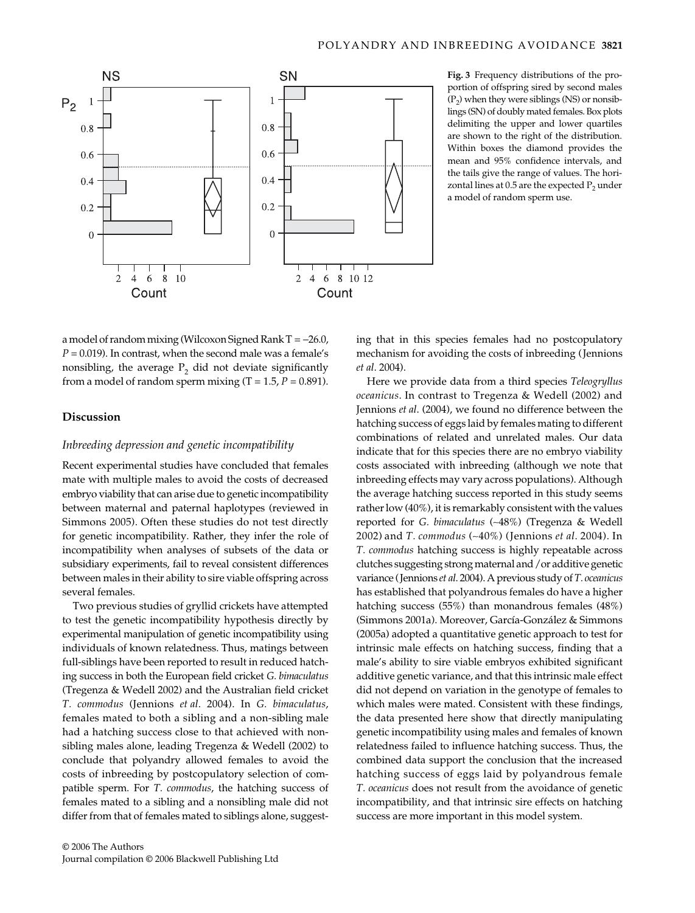Fig. 3 Frequency distributions of the proportion of offspring sired by second males ($P_2$) when they were siblings (NS) or nonsiblings (SN) of doubly mated females. Box plots delimiting the upper and lower quartiles are shown to the right of the distribution. Within boxes the diamond provides the mean and 95% confidence intervals, and the tails give the range of values. The horizontal lines at 0.5 are the expected $P_2$ under a model of random sperm use.

a model of random mixing (Wilcoxon Signed Rank T = –26.0, $P = 0.019$). In contrast, when the second male was a female's nonsibling, the average $P_2$ did not deviate significantly from a model of random sperm mixing (T = 1.5, $P = 0.891$).

## Discussion

### *Inbreeding depression and genetic incompatibility*

Recent experimental studies have concluded that females mate with multiple males to avoid the costs of decreased embryo viability that can arise due to genetic incompatibility between maternal and paternal haplotypes (reviewed in Simmons 2005). Often these studies do not test directly for genetic incompatibility. Rather, they infer the role of incompatibility when analyses of subsets of the data or subsidiary experiments, fail to reveal consistent differences between males in their ability to sire viable offspring across several females.

Two previous studies of gryllid crickets have attempted to test the genetic incompatibility hypothesis directly by experimental manipulation of genetic incompatibility using individuals of known relatedness. Thus, matings between full-siblings have been reported to result in reduced hatching success in both the European field cricket *G. bimaculatus* (Tregenza & Wedell 2002) and the Australian field cricket *T. commodus* (Jennions *et al*. 2004). In *G. bimaculatus*, females mated to both a sibling and a non-sibling male had a hatching success close to that achieved with nonsibling males alone, leading Tregenza & Wedell (2002) to conclude that polyandry allowed females to avoid the costs of inbreeding by postcopulatory selection of compatible sperm. For *T. commodus*, the hatching success of females mated to a sibling and a nonsibling male did not differ from that of females mated to siblings alone, suggesting that in this species females had no postcopulatory mechanism for avoiding the costs of inbreeding (Jennions *et al*. 2004).

Here we provide data from a third species *Teleogryllus oceanicus*. In contrast to Tregenza & Wedell (2002) and Jennions *et al*. (2004), we found no difference between the hatching success of eggs laid by females mating to different combinations of related and unrelated males. Our data indicate that for this species there are no embryo viability costs associated with inbreeding (although we note that inbreeding effects may vary across populations). Although the average hatching success reported in this study seems rather low (40%), it is remarkably consistent with the values reported for *G. bimaculatus* (~48%) (Tregenza & Wedell 2002) and *T. commodus* (~40%) (Jennions *et al*. 2004). In *T. commodus* hatching success is highly repeatable across clutches suggesting strong maternal and/or additive genetic variance (Jennions *et al*. 2004). A previous study of *T. oceanicus* has established that polyandrous females do have a higher hatching success (55%) than monandrous females (48%) (Simmons 2001a). Moreover, García-González & Simmons (2005a) adopted a quantitative genetic approach to test for intrinsic male effects on hatching success, finding that a male's ability to sire viable embryos exhibited significant additive genetic variance, and that this intrinsic male effect did not depend on variation in the genotype of females to which males were mated. Consistent with these findings, the data presented here show that directly manipulating genetic incompatibility using males and females of known relatedness failed to influence hatching success. Thus, the combined data support the conclusion that the increased hatching success of eggs laid by polyandrous female *T. oceanicus* does not result from the avoidance of genetic incompatibility, and that intrinsic sire effects on hatching success are more important in this model system.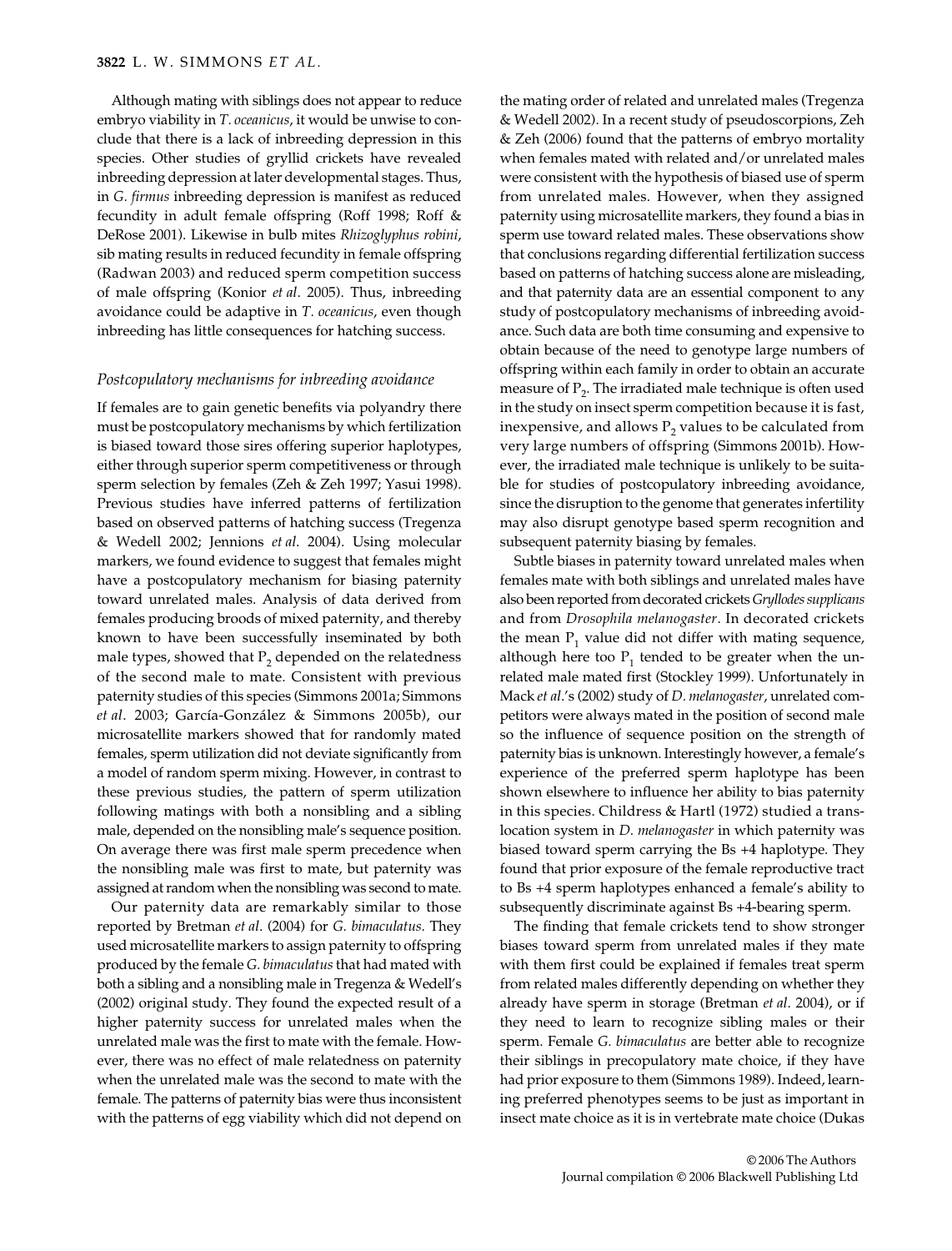Although mating with siblings does not appear to reduce embryo viability in *T. oceanicus*, it would be unwise to conclude that there is a lack of inbreeding depression in this species. Other studies of gryllid crickets have revealed inbreeding depression at later developmental stages. Thus, in *G. firmus* inbreeding depression is manifest as reduced fecundity in adult female offspring (Roff 1998; Roff & DeRose 2001). Likewise in bulb mites *Rhizoglyphus robini*, sib mating results in reduced fecundity in female offspring (Radwan 2003) and reduced sperm competition success of male offspring (Konior *et al*. 2005). Thus, inbreeding avoidance could be adaptive in *T. oceanicus*, even though inbreeding has little consequences for hatching success.

### *Postcopulatory mechanisms for inbreeding avoidance*

If females are to gain genetic benefits via polyandry there must be postcopulatory mechanisms by which fertilization is biased toward those sires offering superior haplotypes, either through superior sperm competitiveness or through sperm selection by females (Zeh & Zeh 1997; Yasui 1998). Previous studies have inferred patterns of fertilization based on observed patterns of hatching success (Tregenza & Wedell 2002; Jennions *et al*. 2004). Using molecular markers, we found evidence to suggest that females might have a postcopulatory mechanism for biasing paternity toward unrelated males. Analysis of data derived from females producing broods of mixed paternity, and thereby known to have been successfully inseminated by both male types, showed that $P_2$ depended on the relatedness of the second male to mate. Consistent with previous paternity studies of this species (Simmons 2001a; Simmons *et al*. 2003; García-González & Simmons 2005b), our microsatellite markers showed that for randomly mated females, sperm utilization did not deviate significantly from a model of random sperm mixing. However, in contrast to these previous studies, the pattern of sperm utilization following matings with both a nonsibling and a sibling male, depended on the nonsibling male's sequence position. On average there was first male sperm precedence when the nonsibling male was first to mate, but paternity was assigned at random when the nonsibling was second to mate.

Our paternity data are remarkably similar to those reported by Bretman *et al*. (2004) for *G. bimaculatus*. They used microsatellite markers to assign paternity to offspring produced by the female *G. bimaculatus* that had mated with both a sibling and a nonsibling male in Tregenza & Wedell's (2002) original study. They found the expected result of a higher paternity success for unrelated males when the unrelated male was the first to mate with the female. However, there was no effect of male relatedness on paternity when the unrelated male was the second to mate with the female. The patterns of paternity bias were thus inconsistent with the patterns of egg viability which did not depend on the mating order of related and unrelated males (Tregenza & Wedell 2002). In a recent study of pseudoscorpions, Zeh & Zeh (2006) found that the patterns of embryo mortality when females mated with related and/or unrelated males were consistent with the hypothesis of biased use of sperm from unrelated males. However, when they assigned paternity using microsatellite markers, they found a bias in sperm use toward related males. These observations show that conclusions regarding differential fertilization success based on patterns of hatching success alone are misleading, and that paternity data are an essential component to any study of postcopulatory mechanisms of inbreeding avoidance. Such data are both time consuming and expensive to obtain because of the need to genotype large numbers of offspring within each family in order to obtain an accurate measure of $P_2$. The irradiated male technique is often used in the study on insect sperm competition because it is fast, inexpensive, and allows $P_2$ values to be calculated from very large numbers of offspring (Simmons 2001b). However, the irradiated male technique is unlikely to be suitable for studies of postcopulatory inbreeding avoidance, since the disruption to the genome that generates infertility may also disrupt genotype based sperm recognition and subsequent paternity biasing by females.

Subtle biases in paternity toward unrelated males when females mate with both siblings and unrelated males have also been reported from decorated crickets *Gryllodes supplicans* and from *Drosophila melanogaster*. In decorated crickets the mean $P_1$ value did not differ with mating sequence, although here too $P_1$ tended to be greater when the unrelated male mated first (Stockley 1999). Unfortunately in Mack *et al*.'s (2002) study of *D. melanogaster*, unrelated competitors were always mated in the position of second male so the influence of sequence position on the strength of paternity bias is unknown. Interestingly however, a female's experience of the preferred sperm haplotype has been shown elsewhere to influence her ability to bias paternity in this species. Childress & Hartl (1972) studied a translocation system in *D. melanogaster* in which paternity was biased toward sperm carrying the Bs +4 haplotype. They found that prior exposure of the female reproductive tract to Bs +4 sperm haplotypes enhanced a female's ability to subsequently discriminate against Bs +4-bearing sperm.

The finding that female crickets tend to show stronger biases toward sperm from unrelated males if they mate with them first could be explained if females treat sperm from related males differently depending on whether they already have sperm in storage (Bretman *et al*. 2004), or if they need to learn to recognize sibling males or their sperm. Female *G. bimaculatus* are better able to recognize their siblings in precopulatory mate choice, if they have had prior exposure to them (Simmons 1989). Indeed, learning preferred phenotypes seems to be just as important in insect mate choice as it is in vertebrate mate choice (Dukas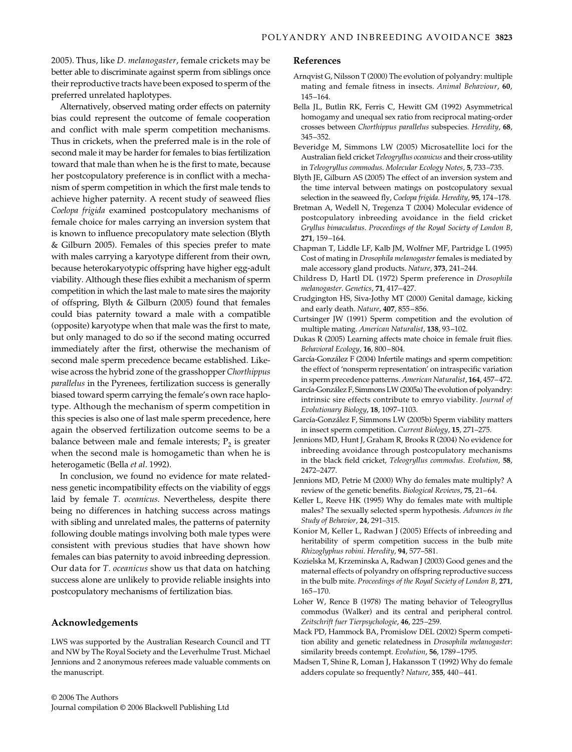2005). Thus, like *D. melanogaster*, female crickets may be better able to discriminate against sperm from siblings once their reproductive tracts have been exposed to sperm of the preferred unrelated haplotypes.

Alternatively, observed mating order effects on paternity bias could represent the outcome of female cooperation and conflict with male sperm competition mechanisms. Thus in crickets, when the preferred male is in the role of second male it may be harder for females to bias fertilization toward that male than when he is the first to mate, because her postcopulatory preference is in conflict with a mechanism of sperm competition in which the first male tends to achieve higher paternity. A recent study of seaweed flies *Coelopa frigida* examined postcopulatory mechanisms of female choice for males carrying an inversion system that is known to influence precopulatory mate selection (Blyth & Gilburn 2005). Females of this species prefer to mate with males carrying a karyotype different from their own, because heterokaryotypic offspring have higher egg-adult viability. Although these flies exhibit a mechanism of sperm competition in which the last male to mate sires the majority of offspring, Blyth & Gilburn (2005) found that females could bias paternity toward a male with a compatible (opposite) karyotype when that male was the first to mate, but only managed to do so if the second mating occurred immediately after the first, otherwise the mechanism of second male sperm precedence became established. Likewise across the hybrid zone of the grasshopper *Chorthippus parallelus* in the Pyrenees, fertilization success is generally biased toward sperm carrying the female's own race haplotype. Although the mechanism of sperm competition in this species is also one of last male sperm precedence, here again the observed fertilization outcome seems to be a balance between male and female interests; $P_2$ is greater when the second male is homogametic than when he is heterogametic (Bella *et al*. 1992).

In conclusion, we found no evidence for mate relatedness genetic incompatibility effects on the viability of eggs laid by female *T. oceanicus*. Nevertheless, despite there being no differences in hatching success across matings with sibling and unrelated males, the patterns of paternity following double matings involving both male types were consistent with previous studies that have shown how females can bias paternity to avoid inbreeding depression. Our data for *T. oceanicus* show us that data on hatching success alone are unlikely to provide reliable insights into postcopulatory mechanisms of fertilization bias.

## Acknowledgements

LWS was supported by the Australian Research Council and TT and NW by The Royal Society and the Leverhulme Trust. Michael Jennions and 2 anonymous referees made valuable comments on the manuscript.

## References

Arnqvist G, Nilsson T (2000) The evolution of polyandry: multiple mating and female fitness in insects. *Animal Behaviour*, **60**, 145–164.

Bella JL, Butlin RK, Ferris C, Hewitt GM (1992) Asymmetrical homogamy and unequal sex ratio from reciprocal mating-order crosses between *Chorthippus parallelus* subspecies. *Heredity*, **68**, 345–352.

Beveridge M, Simmons LW (2005) Microsatellite loci for the Australian field cricket *Teleogryllus oceanicus* and their cross-utility in *Teleogryllus commodus*. *Molecular Ecology Notes*, **5**, 733–735.

Blyth JE, Gilburn AS (2005) The effect of an inversion system and the time interval between matings on postcopulatory sexual selection in the seaweed fly, *Coelopa frigida*. *Heredity*, **95**, 174–178.

Bretman A, Wedell N, Tregenza T (2004) Molecular evidence of postcopulatory inbreeding avoidance in the field cricket *Gryllus bimaculatus*. *Proceedings of the Royal Society of London B*, **271**, 159–164.

Chapman T, Liddle LF, Kalb JM, Wolfner MF, Partridge L (1995) Cost of mating in *Drosophila melanogaster* females is mediated by male accessory gland products. *Nature*, **373**, 241–244.

Childress D, Hartl DL (1972) Sperm preference in *Drosophila melanogaster*. *Genetics*, **71**, 417–427.

Crudgington HS, Siva-Jothy MT (2000) Genital damage, kicking and early death. *Nature*, **407**, 855–856.

Curtsinger JW (1991) Sperm competition and the evolution of multiple mating. *American Naturalist*, **138**, 93–102.

Dukas R (2005) Learning affects mate choice in female fruit flies. *Behavioral Ecology*, **16**, 800–804.

García-González F (2004) Infertile matings and sperm competition: the effect of 'nonsperm representation' on intraspecific variation in sperm precedence patterns. *American Naturalist*, **164**, 457–472.

García-González F, Simmons LW (2005a) The evolution of polyandry: intrinsic sire effects contribute to emryo viability. *Journal of Evolutionary Biology*, **18**, 1097–1103.

García-González F, Simmons LW (2005b) Sperm viability matters in insect sperm competition. *Current Biology*, **15**, 271–275.

Jennions MD, Hunt J, Graham R, Brooks R (2004) No evidence for inbreeding avoidance through postcopulatory mechanisms in the black field cricket, *Teleogryllus commodus*. *Evolution*, **58**, 2472–2477.

Jennions MD, Petrie M (2000) Why do females mate multiply? A review of the genetic benefits. *Biological Reviews*, **75**, 21–64.

Keller L, Reeve HK (1995) Why do females mate with multiple males? The sexually selected sperm hypothesis. *Advances in the Study of Behavior*, **24**, 291–315.

Konior M, Keller L, Radwan J (2005) Effects of inbreeding and heritability of sperm competition success in the bulb mite *Rhizoglyphus robini*. *Heredity*, **94**, 577–581.

Kozielska M, Krzeminska A, Radwan J (2003) Good genes and the maternal effects of polyandry on offspring reproductive success in the bulb mite. *Proceedings of the Royal Society of London B*, **271**, 165–170.

Loher W, Rence B (1978) The mating behavior of Teleogryllus commodus (Walker) and its central and peripheral control. *Zeitschrift fuer Tierpsychologie*, **46**, 225–259.

Mack PD, Hammock BA, Promislow DEL (2002) Sperm competition ability and genetic relatedness in *Drosophila melanogaster*: similarity breeds contempt. *Evolution*, **56**, 1789–1795.

Madsen T, Shine R, Loman J, Hakansson T (1992) Why do female adders copulate so frequently? *Nature*, **355**, 440–441.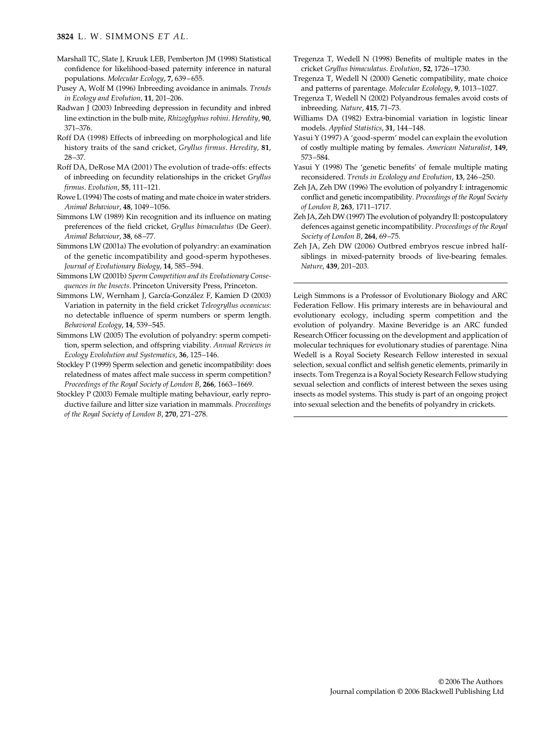Marshall TC, Slate J, Kruuk LEB, Pemberton JM (1998) Statistical confidence for likelihood-based paternity inference in natural populations. *Molecular Ecology*, **7**, 639–655.

Pusey A, Wolf M (1996) Inbreeding avoidance in animals. *Trends in Ecology and Evolution*, **11**, 201–206.

Radwan J (2003) Inbreeding depression in fecundity and inbred line extinction in the bulb mite, *Rhizoglyphus robini*. *Heredity*, **90**, 371–376.

Roff DA (1998) Effects of inbreeding on morphological and life history traits of the sand cricket, *Gryllus firmus*. *Heredity*, **81**, 28–37.

Roff DA, DeRose MA (2001) The evolution of trade-offs: effects of inbreeding on fecundity relationships in the cricket *Gryllus firmus*. *Evolution*, **55**, 111–121.

Rowe L (1994) The costs of mating and mate choice in water striders. *Animal Behaviour*, **48**, 1049–1056.

Simmons LW (1989) Kin recognition and its influence on mating preferences of the field cricket, *Gryllus bimaculatus* (De Geer). *Animal Behaviour*, **38**, 68–77.

Simmons LW (2001a) The evolution of polyandry: an examination of the genetic incompatibility and good-sperm hypotheses. *Journal of Evolutionary Biology*, **14**, 585–594.

Simmons LW (2001b) *Sperm Competition and its Evolutionary Consequences in the Insects*. Princeton University Press, Princeton.

Simmons LW, Wernham J, García-González F, Kamien D (2003) Variation in paternity in the field cricket *Teleogryllus oceanicus*: no detectable influence of sperm numbers or sperm length. *Behavioral Ecology*, **14**, 539–545.

Simmons LW (2005) The evolution of polyandry: sperm competition, sperm selection, and offspring viability. *Annual Reviews in Ecology Evolution and Systematics*, **36**, 125–146.

Stockley P (1999) Sperm selection and genetic incompatibility: does relatedness of mates affect male success in sperm competition? *Proceedings of the Royal Society of London B*, **266**, 1663–1669.

Stockley P (2003) Female multiple mating behaviour, early reproductive failure and litter size variation in mammals. *Proceedings of the Royal Society of London B*, **270**, 271–278.

Tregenza T, Wedell N (1998) Benefits of multiple mates in the cricket *Gryllus bimaculatus*. *Evolution*, **52**, 1726–1730.

Tregenza T, Wedell N (2000) Genetic compatibility, mate choice and patterns of parentage. *Molecular Ecolology*, **9**, 1013–1027.

Tregenza T, Wedell N (2002) Polyandrous females avoid costs of inbreeding. *Nature*, **415**, 71–73.

Williams DA (1982) Extra-binomial variation in logistic linear models. *Applied Statistics*, **31**, 144–148.

Yasui Y (1997) A 'good-sperm' model can explain the evolution of costly multiple mating by females. *American Naturalist*, **149**, 573–584.

Yasui Y (1998) The 'genetic benefits' of female multiple mating reconsidered. *Trends in Ecolology and Evolution*, **13**, 246–250.

Zeh JA, Zeh DW (1996) The evolution of polyandry I: intragenomic conflict and genetic incompatibility. *Proceedings of the Royal Society of London B*, **263**, 1711–1717.

Zeh JA, Zeh DW (1997) The evolution of polyandry II: postcopulatory defences against genetic incompatibility. *Proceedings of the Royal Society of London B*, **264**, 69–75.

Zeh JA, Zeh DW (2006) Outbred embryos rescue inbred half-siblings in mixed-paternity broods of live-bearing females. *Nature*, **439**, 201–203.

---

Leigh Simmons is a Professor of Evolutionary Biology and ARC Federation Fellow. His primary interests are in behavioural and evolutionary ecology, including sperm competition and the evolution of polyandry. Maxine Beveridge is an ARC funded Research Officer focussing on the development and application of molecular techniques for evolutionary studies of parentage. Nina Wedell is a Royal Society Research Fellow interested in sexual selection, sexual conflict and selfish genetic elements, primarily in insects. Tom Tregenza is a Royal Society Research Fellow studying sexual selection and conflicts of interest between the sexes using insects as model systems. This study is part of an ongoing project into sexual selection and the benefits of polyandry in crickets.

---

© 2006 The Authors
Journal compilation © 2006 Blackwell Publishing Ltd